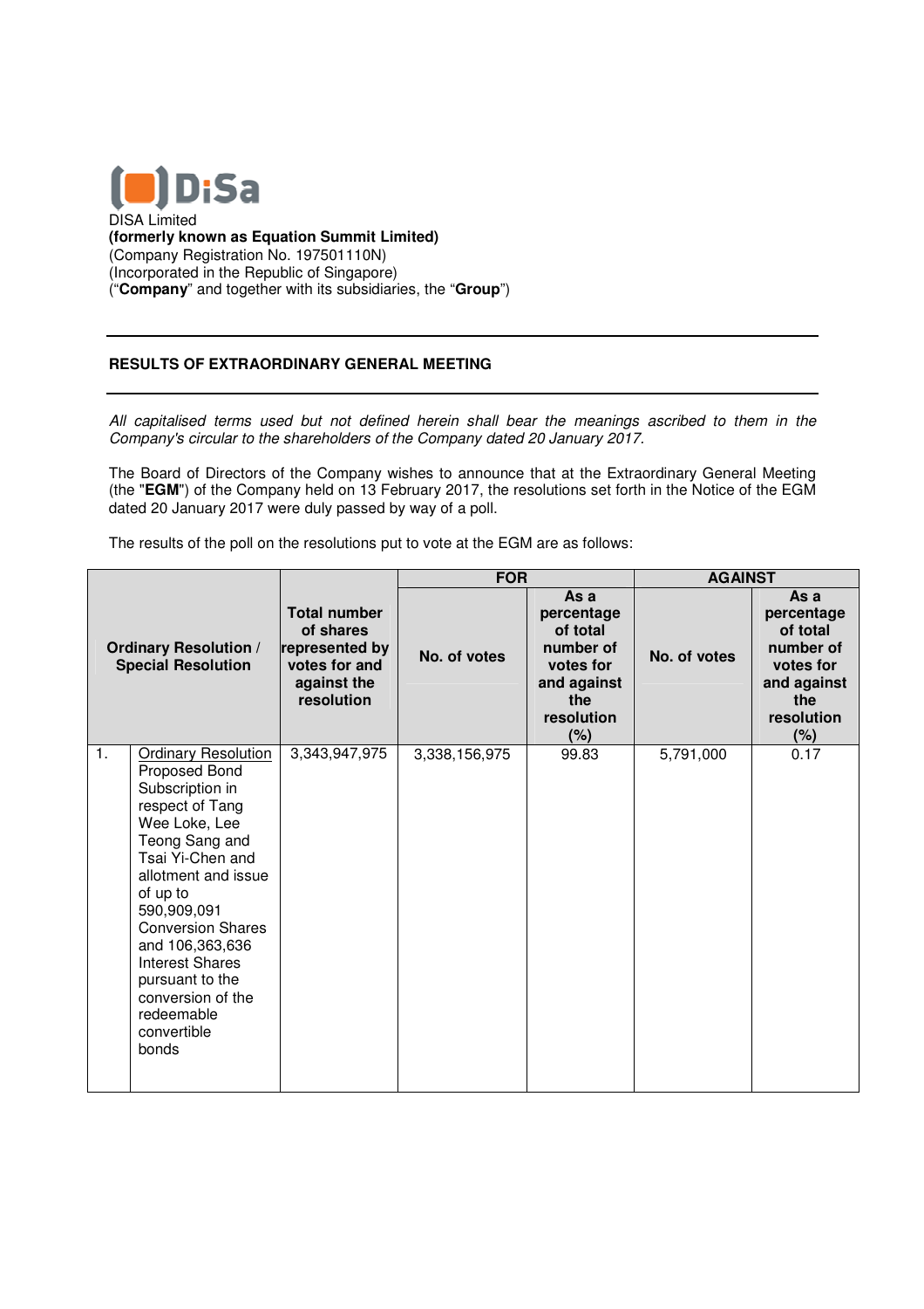DiSa

DISA Limited
**(formerly known as Equation Summit Limited)**
(Company Registration No. 197501110N)
(Incorporated in the Republic of Singapore)
("**Company**" and together with its subsidiaries, the "**Group**")

## RESULTS OF EXTRAORDINARY GENERAL MEETING

*All capitalised terms used but not defined herein shall bear the meanings ascribed to them in the Company's circular to the shareholders of the Company dated 20 January 2017.*

The Board of Directors of the Company wishes to announce that at the Extraordinary General Meeting (the "**EGM**") of the Company held on 13 February 2017, the resolutions set forth in the Notice of the EGM dated 20 January 2017 were duly passed by way of a poll.

The results of the poll on the resolutions put to vote at the EGM are as follows:

| Ordinary Resolution / Special Resolution | | Total number of shares represented by votes for and against the resolution | FOR | | AGAINST | |
|---|---|---|---|---|---|---|
| | | | No. of votes | As a percentage of total number of votes for and against the resolution (%) | No. of votes | As a percentage of total number of votes for and against the resolution (%) |
| 1. | Ordinary Resolution Proposed Bond Subscription in respect of Tang Wee Loke, Lee Teong Sang and Tsai Yi-Chen and allotment and issue of up to 590,909,091 Conversion Shares and 106,363,636 Interest Shares pursuant to the conversion of the redeemable convertible bonds | 3,343,947,975 | 3,338,156,975 | 99.83 | 5,791,000 | 0.17 |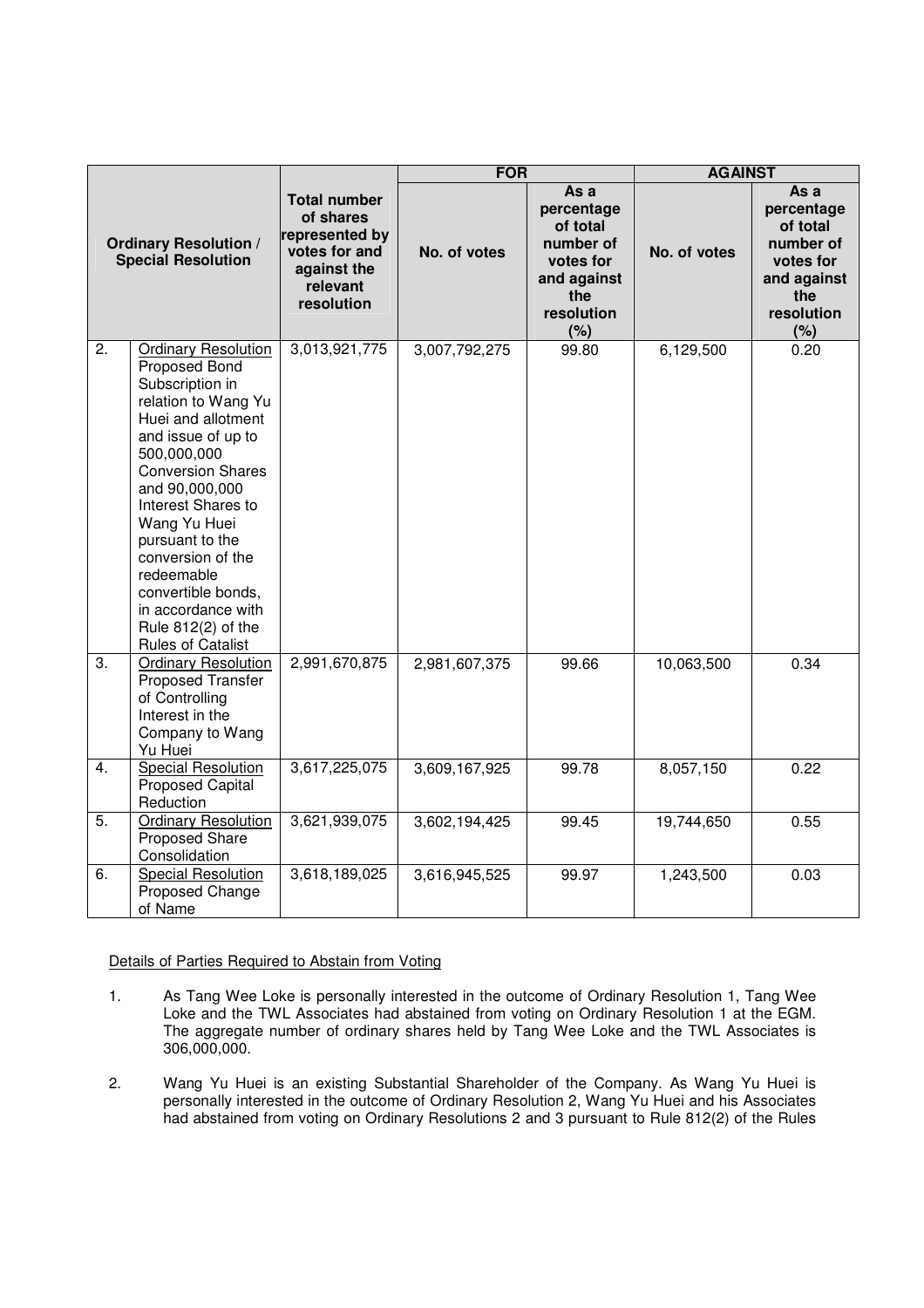| Ordinary Resolution / Special Resolution | | Total number of shares represented by votes for and against the relevant resolution | FOR | | AGAINST | |
|---|---|---|---|---|---|---|
| | | | No. of votes | As a percentage of total number of votes for and against the resolution (%) | No. of votes | As a percentage of total number of votes for and against the resolution (%) |
| 2. | Ordinary Resolution Proposed Bond Subscription in relation to Wang Yu Huei and allotment and issue of up to 500,000,000 Conversion Shares and 90,000,000 Interest Shares to Wang Yu Huei pursuant to the conversion of the redeemable convertible bonds, in accordance with Rule 812(2) of the Rules of Catalist | 3,013,921,775 | 3,007,792,275 | 99.80 | 6,129,500 | 0.20 |
| 3. | Ordinary Resolution Proposed Transfer of Controlling Interest in the Company to Wang Yu Huei | 2,991,670,875 | 2,981,607,375 | 99.66 | 10,063,500 | 0.34 |
| 4. | Special Resolution Proposed Capital Reduction | 3,617,225,075 | 3,609,167,925 | 99.78 | 8,057,150 | 0.22 |
| 5. | Ordinary Resolution Proposed Share Consolidation | 3,621,939,075 | 3,602,194,425 | 99.45 | 19,744,650 | 0.55 |
| 6. | Special Resolution Proposed Change of Name | 3,618,189,025 | 3,616,945,525 | 99.97 | 1,243,500 | 0.03 |

Details of Parties Required to Abstain from Voting

1. As Tang Wee Loke is personally interested in the outcome of Ordinary Resolution 1, Tang Wee Loke and the TWL Associates had abstained from voting on Ordinary Resolution 1 at the EGM. The aggregate number of ordinary shares held by Tang Wee Loke and the TWL Associates is 306,000,000.

2. Wang Yu Huei is an existing Substantial Shareholder of the Company. As Wang Yu Huei is personally interested in the outcome of Ordinary Resolution 2, Wang Yu Huei and his Associates had abstained from voting on Ordinary Resolutions 2 and 3 pursuant to Rule 812(2) of the Rules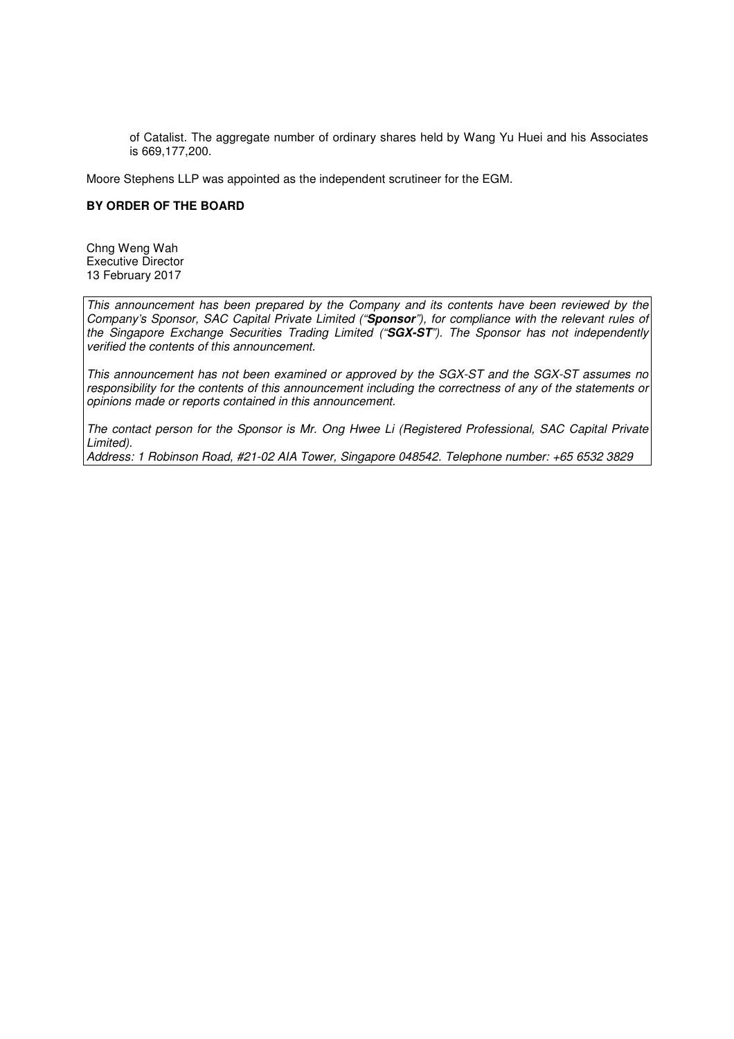of Catalist. The aggregate number of ordinary shares held by Wang Yu Huei and his Associates is 669,177,200.

Moore Stephens LLP was appointed as the independent scrutineer for the EGM.

**BY ORDER OF THE BOARD**

Chng Weng Wah
Executive Director
13 February 2017

*This announcement has been prepared by the Company and its contents have been reviewed by the Company's Sponsor, SAC Capital Private Limited ("**Sponsor**"), for compliance with the relevant rules of the Singapore Exchange Securities Trading Limited ("**SGX-ST**"). The Sponsor has not independently verified the contents of this announcement.*

*This announcement has not been examined or approved by the SGX-ST and the SGX-ST assumes no responsibility for the contents of this announcement including the correctness of any of the statements or opinions made or reports contained in this announcement.*

*The contact person for the Sponsor is Mr. Ong Hwee Li (Registered Professional, SAC Capital Private Limited).*
*Address: 1 Robinson Road, #21-02 AIA Tower, Singapore 048542. Telephone number: +65 6532 3829*